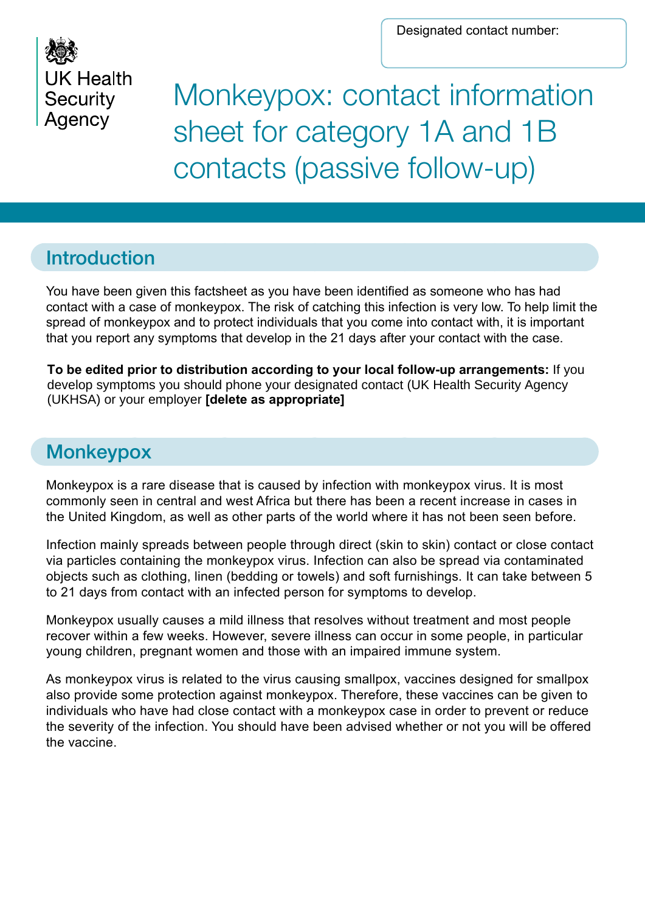Designated contact number:

UK Health Security Agency

# Monkeypox: contact information sheet for category 1A and 1B contacts (passive follow-up)

## Introduction

You have been given this factsheet as you have been identified as someone who has had contact with a case of monkeypox. The risk of catching this infection is very low. To help limit the spread of monkeypox and to protect individuals that you come into contact with, it is important that you report any symptoms that develop in the 21 days after your contact with the case.

**To be edited prior to distribution according to your local follow-up arrangements:** If you develop symptoms you should phone your designated contact (UK Health Security Agency (UKHSA) or your employer **[delete as appropriate]**

## Monkeypox

Monkeypox is a rare disease that is caused by infection with monkeypox virus. It is most commonly seen in central and west Africa but there has been a recent increase in cases in the United Kingdom, as well as other parts of the world where it has not been seen before.

Infection mainly spreads between people through direct (skin to skin) contact or close contact via particles containing the monkeypox virus. Infection can also be spread via contaminated objects such as clothing, linen (bedding or towels) and soft furnishings. It can take between 5 to 21 days from contact with an infected person for symptoms to develop.

Monkeypox usually causes a mild illness that resolves without treatment and most people recover within a few weeks. However, severe illness can occur in some people, in particular young children, pregnant women and those with an impaired immune system.

As monkeypox virus is related to the virus causing smallpox, vaccines designed for smallpox also provide some protection against monkeypox. Therefore, these vaccines can be given to individuals who have had close contact with a monkeypox case in order to prevent or reduce the severity of the infection. You should have been advised whether or not you will be offered the vaccine.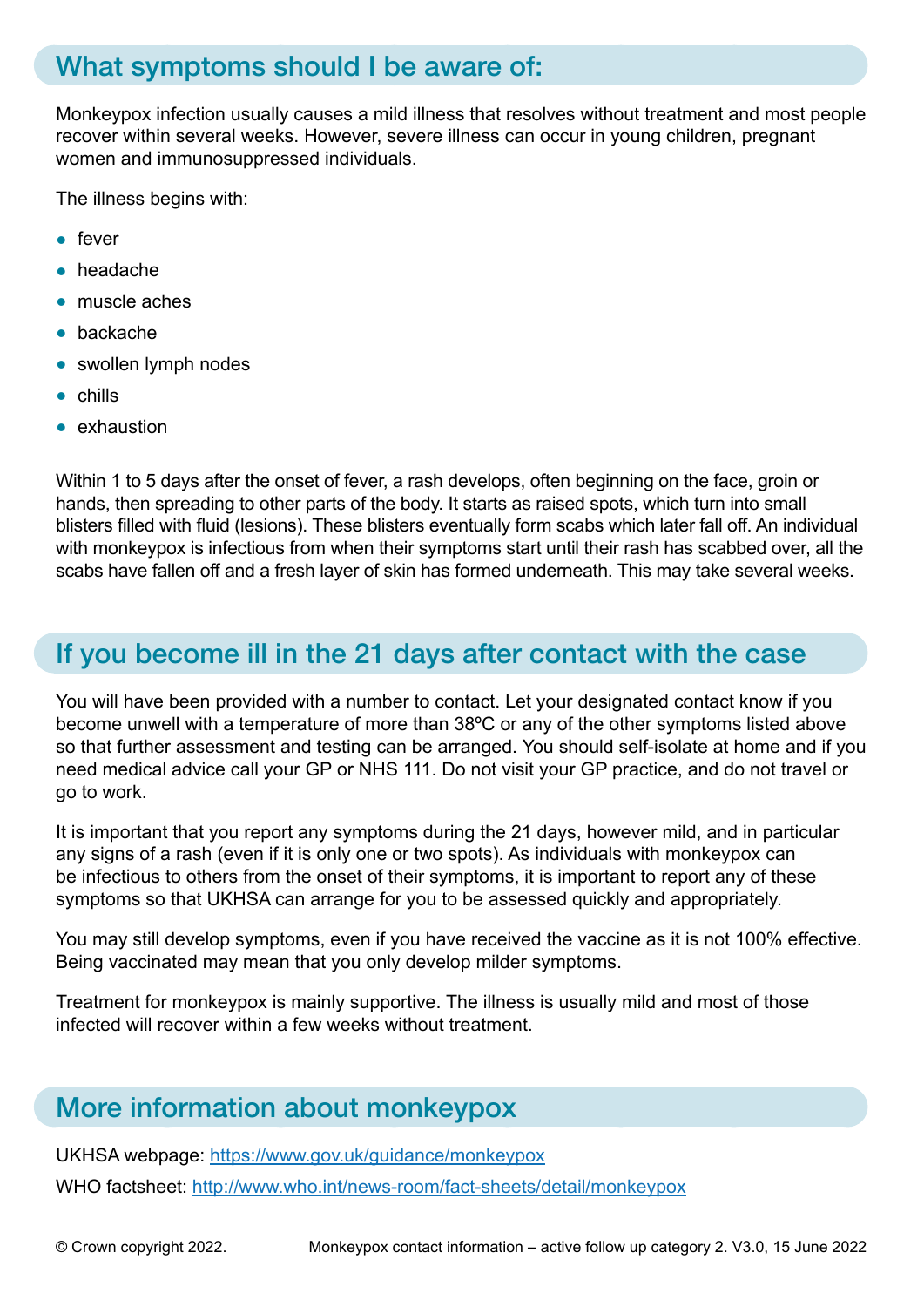## What symptoms should I be aware of:

Monkeypox infection usually causes a mild illness that resolves without treatment and most people recover within several weeks. However, severe illness can occur in young children, pregnant women and immunosuppressed individuals.

The illness begins with:

- fever
- headache
- muscle aches
- backache
- swollen lymph nodes
- chills
- exhaustion

Within 1 to 5 days after the onset of fever, a rash develops, often beginning on the face, groin or hands, then spreading to other parts of the body. It starts as raised spots, which turn into small blisters filled with fluid (lesions). These blisters eventually form scabs which later fall off. An individual with monkeypox is infectious from when their symptoms start until their rash has scabbed over, all the scabs have fallen off and a fresh layer of skin has formed underneath. This may take several weeks.

## If you become ill in the 21 days after contact with the case

You will have been provided with a number to contact. Let your designated contact know if you become unwell with a temperature of more than 38ºC or any of the other symptoms listed above so that further assessment and testing can be arranged. You should self-isolate at home and if you need medical advice call your GP or NHS 111. Do not visit your GP practice, and do not travel or go to work.

It is important that you report any symptoms during the 21 days, however mild, and in particular any signs of a rash (even if it is only one or two spots). As individuals with monkeypox can be infectious to others from the onset of their symptoms, it is important to report any of these symptoms so that UKHSA can arrange for you to be assessed quickly and appropriately.

You may still develop symptoms, even if you have received the vaccine as it is not 100% effective. Being vaccinated may mean that you only develop milder symptoms.

Treatment for monkeypox is mainly supportive. The illness is usually mild and most of those infected will recover within a few weeks without treatment.

## More information about monkeypox

UKHSA webpage: https://www.gov.uk/guidance/monkeypox

WHO factsheet: http://www.who.int/news-room/fact-sheets/detail/monkeypox

© Crown copyright 2022. Monkeypox contact information – active follow up category 2. V3.0, 15 June 2022